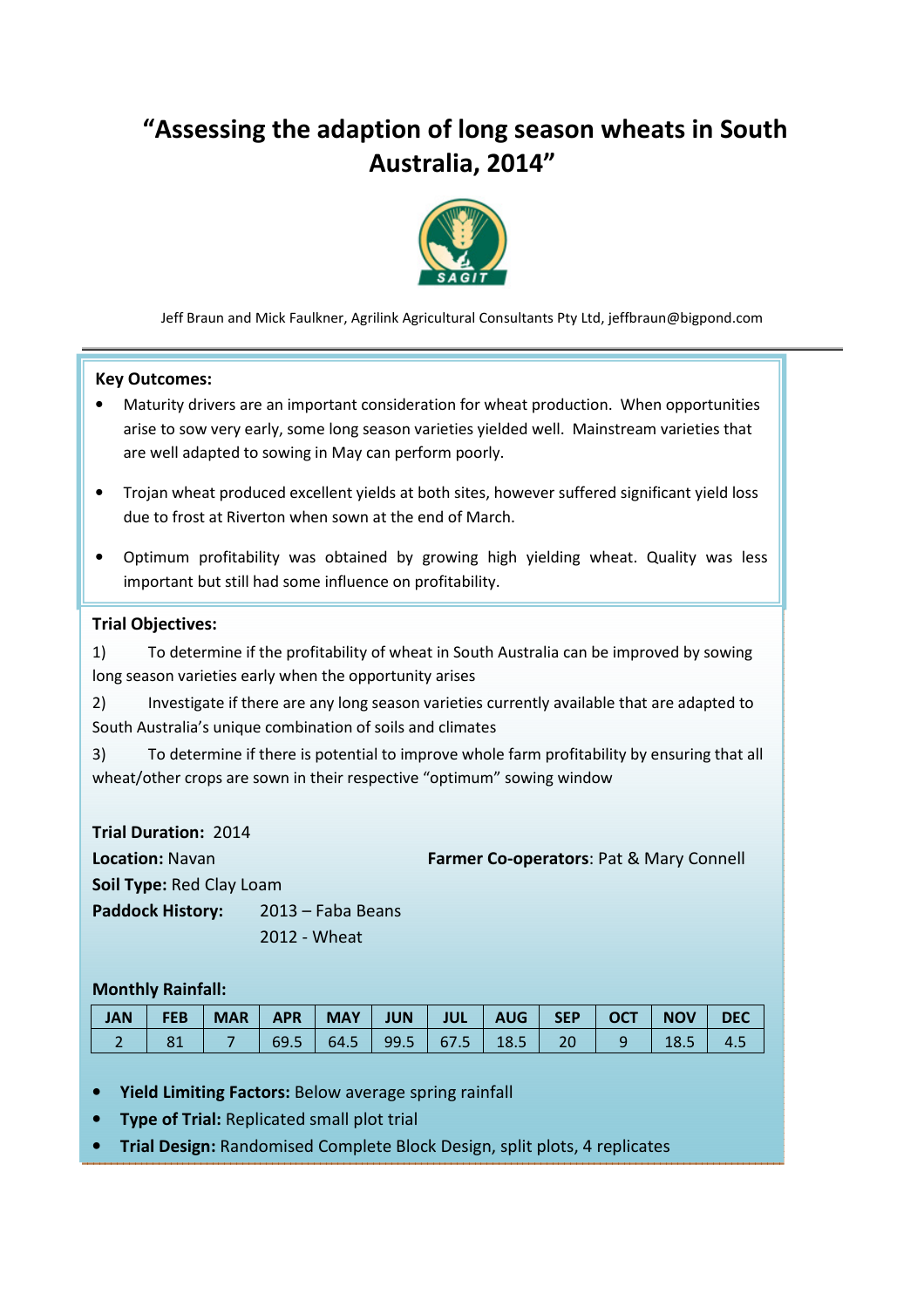# "Assessing the adaption of long season wheats in South Australia, 2014"

Jeff Braun and Mick Faulkner, Agrilink Agricultural Consultants Pty Ltd, jeffbraun@bigpond.com

**Key Outcomes:**

- Maturity drivers are an important consideration for wheat production. When opportunities arise to sow very early, some long season varieties yielded well. Mainstream varieties that are well adapted to sowing in May can perform poorly.
- Trojan wheat produced excellent yields at both sites, however suffered significant yield loss due to frost at Riverton when sown at the end of March.
- Optimum profitability was obtained by growing high yielding wheat. Quality was less important but still had some influence on profitability.

**Trial Objectives:**

1) To determine if the profitability of wheat in South Australia can be improved by sowing long season varieties early when the opportunity arises

2) Investigate if there are any long season varieties currently available that are adapted to South Australia's unique combination of soils and climates

3) To determine if there is potential to improve whole farm profitability by ensuring that all wheat/other crops are sown in their respective "optimum" sowing window

**Trial Duration:** 2014

**Location:** Navan

**Farmer Co-operators**: Pat & Mary Connell

**Soil Type:** Red Clay Loam

**Paddock History:** 2013 – Faba Beans
2012 - Wheat

**Monthly Rainfall:**

| JAN | FEB | MAR | APR | MAY | JUN | JUL | AUG | SEP | OCT | NOV | DEC |
|---|---|---|---|---|---|---|---|---|---|---|---|
| 2 | 81 | 7 | 69.5 | 64.5 | 99.5 | 67.5 | 18.5 | 20 | 9 | 18.5 | 4.5 |

- **Yield Limiting Factors:** Below average spring rainfall
- **Type of Trial:** Replicated small plot trial
- **Trial Design:** Randomised Complete Block Design, split plots, 4 replicates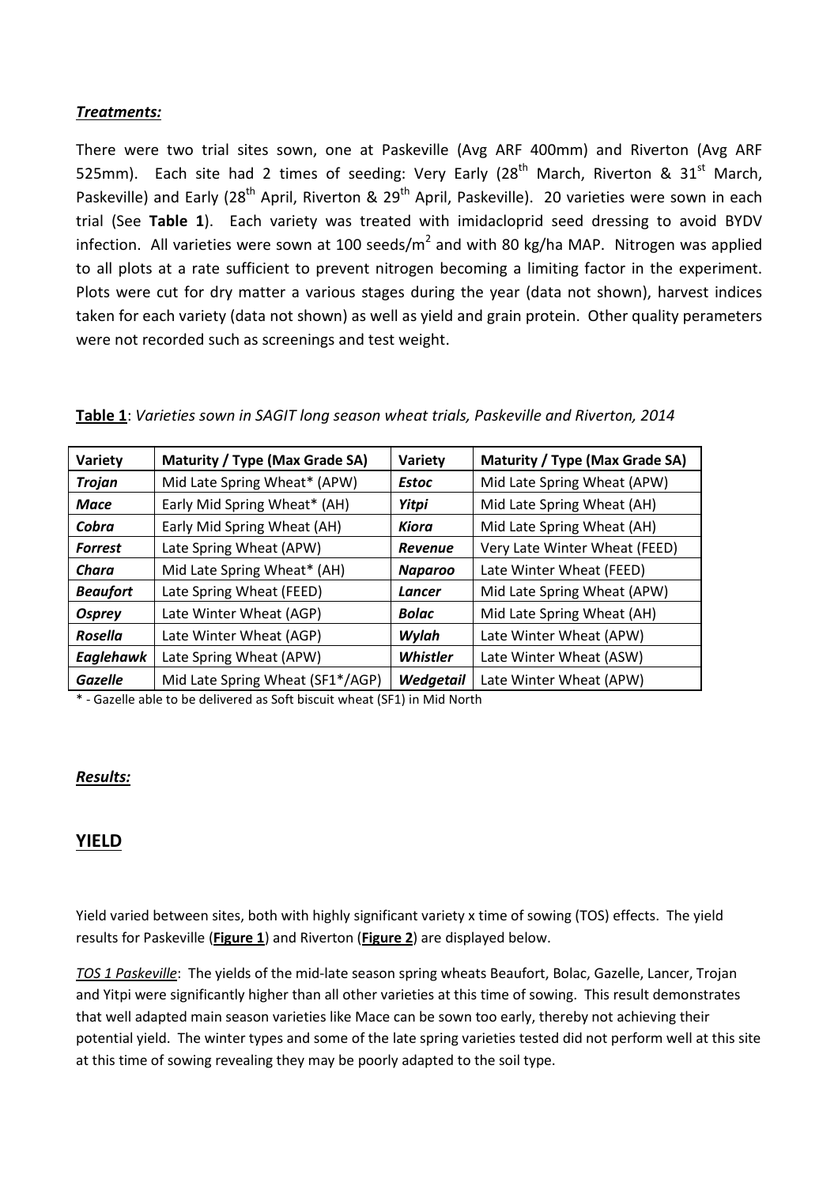### *Treatments:*

There were two trial sites sown, one at Paskeville (Avg ARF 400mm) and Riverton (Avg ARF 525mm). Each site had 2 times of seeding: Very Early (28th March, Riverton & 31st March, Paskeville) and Early (28th April, Riverton & 29th April, Paskeville). 20 varieties were sown in each trial (See **Table 1**). Each variety was treated with imidacloprid seed dressing to avoid BYDV infection. All varieties were sown at 100 seeds/$m^2$ and with 80 kg/ha MAP. Nitrogen was applied to all plots at a rate sufficient to prevent nitrogen becoming a limiting factor in the experiment. Plots were cut for dry matter a various stages during the year (data not shown), harvest indices taken for each variety (data not shown) as well as yield and grain protein. Other quality perameters were not recorded such as screenings and test weight.

**Table 1**: *Varieties sown in SAGIT long season wheat trials, Paskeville and Riverton, 2014*

| Variety | Maturity / Type (Max Grade SA) | Variety | Maturity / Type (Max Grade SA) |
|---|---|---|---|
| ***Trojan*** | Mid Late Spring Wheat* (APW) | ***Estoc*** | Mid Late Spring Wheat (APW) |
| ***Mace*** | Early Mid Spring Wheat* (AH) | ***Yitpi*** | Mid Late Spring Wheat (AH) |
| ***Cobra*** | Early Mid Spring Wheat (AH) | ***Kiora*** | Mid Late Spring Wheat (AH) |
| ***Forrest*** | Late Spring Wheat (APW) | ***Revenue*** | Very Late Winter Wheat (FEED) |
| ***Chara*** | Mid Late Spring Wheat* (AH) | ***Naparoo*** | Late Winter Wheat (FEED) |
| ***Beaufort*** | Late Spring Wheat (FEED) | ***Lancer*** | Mid Late Spring Wheat (APW) |
| ***Osprey*** | Late Winter Wheat (AGP) | ***Bolac*** | Mid Late Spring Wheat (AH) |
| ***Rosella*** | Late Winter Wheat (AGP) | ***Wylah*** | Late Winter Wheat (APW) |
| ***Eaglehawk*** | Late Spring Wheat (APW) | ***Whistler*** | Late Winter Wheat (ASW) |
| ***Gazelle*** | Mid Late Spring Wheat (SF1*/AGP) | ***Wedgetail*** | Late Winter Wheat (APW) |

\* - Gazelle able to be delivered as Soft biscuit wheat (SF1) in Mid North

### *Results:*

## YIELD

Yield varied between sites, both with highly significant variety x time of sowing (TOS) effects. The yield results for Paskeville (**Figure 1**) and Riverton (**Figure 2**) are displayed below.

*TOS 1 Paskeville*: The yields of the mid-late season spring wheats Beaufort, Bolac, Gazelle, Lancer, Trojan and Yitpi were significantly higher than all other varieties at this time of sowing. This result demonstrates that well adapted main season varieties like Mace can be sown too early, thereby not achieving their potential yield. The winter types and some of the late spring varieties tested did not perform well at this site at this time of sowing revealing they may be poorly adapted to the soil type.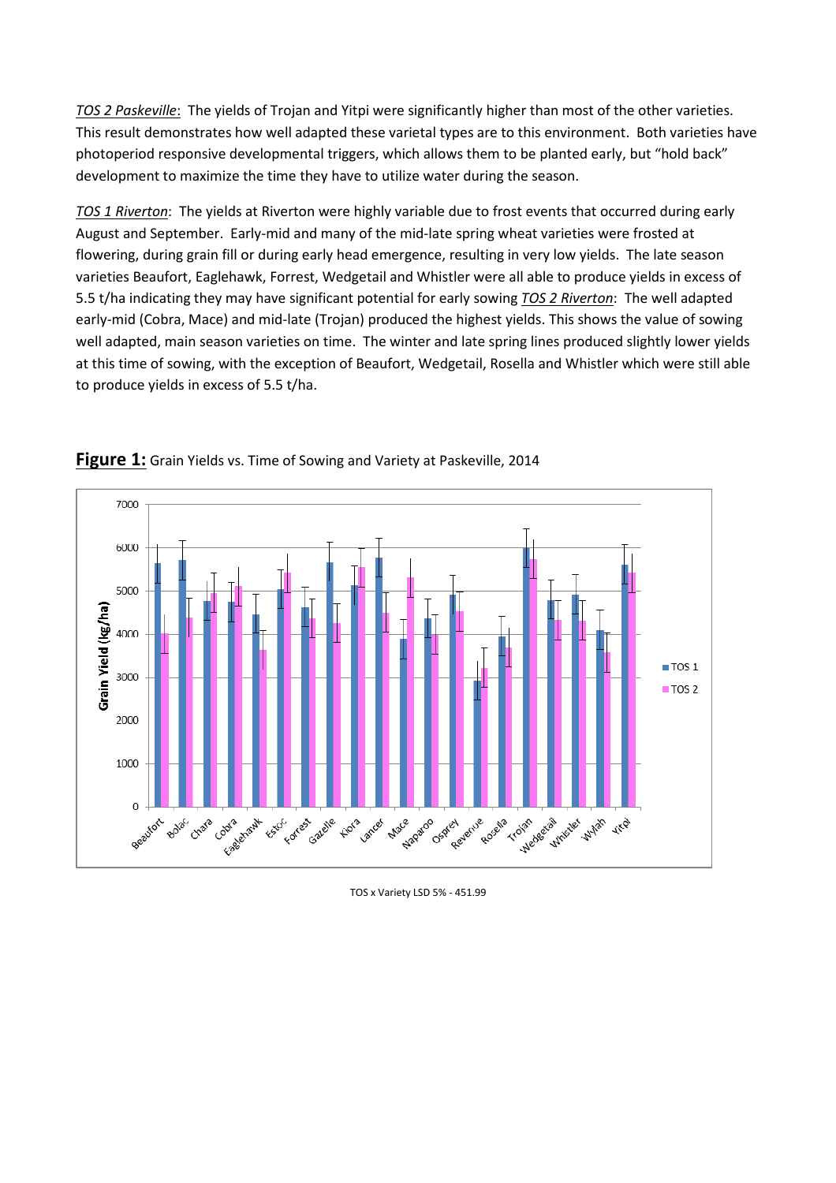*<u>TOS 2 Paskeville</u>*: The yields of Trojan and Yitpi were significantly higher than most of the other varieties. This result demonstrates how well adapted these varietal types are to this environment. Both varieties have photoperiod responsive developmental triggers, which allows them to be planted early, but "hold back" development to maximize the time they have to utilize water during the season.

*<u>TOS 1 Riverton</u>*: The yields at Riverton were highly variable due to frost events that occurred during early August and September. Early-mid and many of the mid-late spring wheat varieties were frosted at flowering, during grain fill or during early head emergence, resulting in very low yields. The late season varieties Beaufort, Eaglehawk, Forrest, Wedgetail and Whistler were all able to produce yields in excess of 5.5 t/ha indicating they may have significant potential for early sowing *<u>TOS 2 Riverton</u>*: The well adapted early-mid (Cobra, Mace) and mid-late (Trojan) produced the highest yields. This shows the value of sowing well adapted, main season varieties on time. The winter and late spring lines produced slightly lower yields at this time of sowing, with the exception of Beaufort, Wedgetail, Rosella and Whistler which were still able to produce yields in excess of 5.5 t/ha.

**<u>Figure 1:</u>** Grain Yields vs. Time of Sowing and Variety at Paskeville, 2014

TOS x Variety LSD 5% - 451.99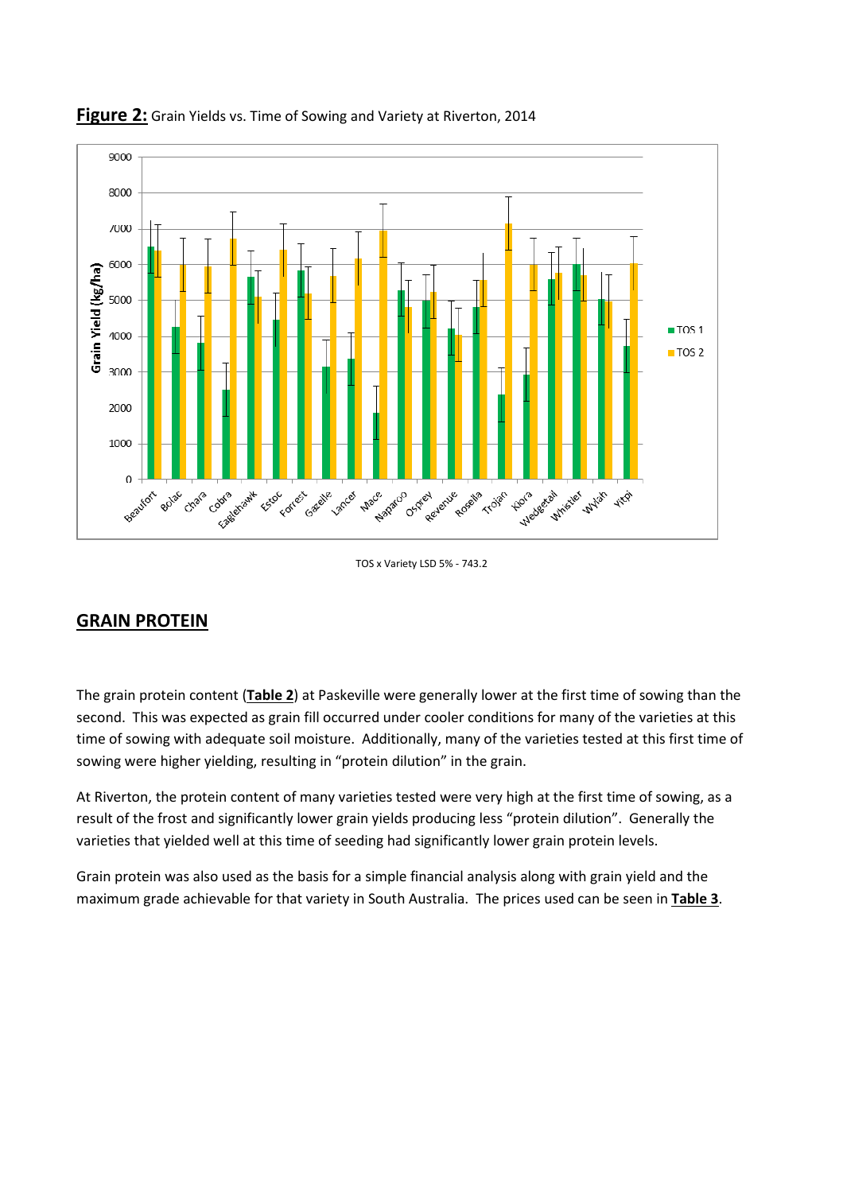**Figure 2:** Grain Yields vs. Time of Sowing and Variety at Riverton, 2014

TOS x Variety LSD 5% - 743.2

## GRAIN PROTEIN

The grain protein content (**Table 2**) at Paskeville were generally lower at the first time of sowing than the second. This was expected as grain fill occurred under cooler conditions for many of the varieties at this time of sowing with adequate soil moisture. Additionally, many of the varieties tested at this first time of sowing were higher yielding, resulting in "protein dilution" in the grain.

At Riverton, the protein content of many varieties tested were very high at the first time of sowing, as a result of the frost and significantly lower grain yields producing less "protein dilution". Generally the varieties that yielded well at this time of seeding had significantly lower grain protein levels.

Grain protein was also used as the basis for a simple financial analysis along with grain yield and the maximum grade achievable for that variety in South Australia. The prices used can be seen in **Table 3**.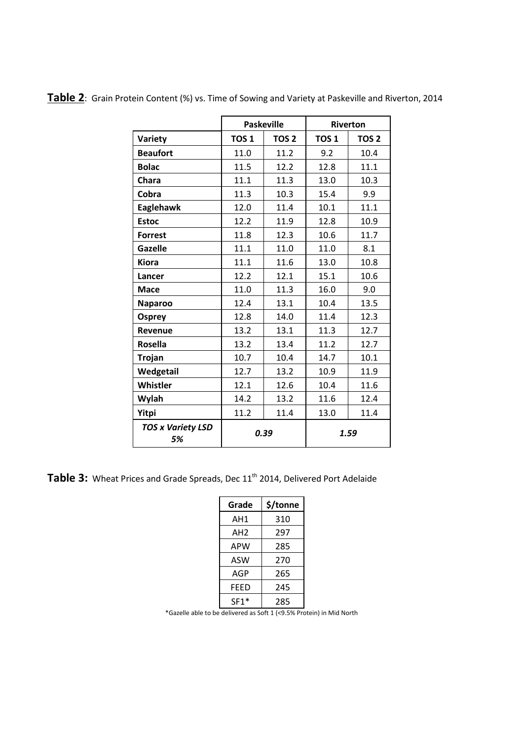**Table 2**: Grain Protein Content (%) vs. Time of Sowing and Variety at Paskeville and Riverton, 2014

| | Paskeville | | Riverton | |
|---|---|---|---|---|
| **Variety** | **TOS 1** | **TOS 2** | **TOS 1** | **TOS 2** |
| **Beaufort** | 11.0 | 11.2 | 9.2 | 10.4 |
| **Bolac** | 11.5 | 12.2 | 12.8 | 11.1 |
| **Chara** | 11.1 | 11.3 | 13.0 | 10.3 |
| **Cobra** | 11.3 | 10.3 | 15.4 | 9.9 |
| **Eaglehawk** | 12.0 | 11.4 | 10.1 | 11.1 |
| **Estoc** | 12.2 | 11.9 | 12.8 | 10.9 |
| **Forrest** | 11.8 | 12.3 | 10.6 | 11.7 |
| **Gazelle** | 11.1 | 11.0 | 11.0 | 8.1 |
| **Kiora** | 11.1 | 11.6 | 13.0 | 10.8 |
| **Lancer** | 12.2 | 12.1 | 15.1 | 10.6 |
| **Mace** | 11.0 | 11.3 | 16.0 | 9.0 |
| **Naparoo** | 12.4 | 13.1 | 10.4 | 13.5 |
| **Osprey** | 12.8 | 14.0 | 11.4 | 12.3 |
| **Revenue** | 13.2 | 13.1 | 11.3 | 12.7 |
| **Rosella** | 13.2 | 13.4 | 11.2 | 12.7 |
| **Trojan** | 10.7 | 10.4 | 14.7 | 10.1 |
| **Wedgetail** | 12.7 | 13.2 | 10.9 | 11.9 |
| **Whistler** | 12.1 | 12.6 | 10.4 | 11.6 |
| **Wylah** | 14.2 | 13.2 | 11.6 | 12.4 |
| **Yitpi** | 11.2 | 11.4 | 13.0 | 11.4 |
| ***TOS x Variety LSD 5%*** | ***0.39*** | | ***1.59*** | |

**Table 3:** Wheat Prices and Grade Spreads, Dec 11th 2014, Delivered Port Adelaide

| Grade | $/tonne |
|---|---|
| AH1 | 310 |
| AH2 | 297 |
| APW | 285 |
| ASW | 270 |
| AGP | 265 |
| FEED | 245 |
| SF1* | 285 |

*Gazelle able to be delivered as Soft 1 (<9.5% Protein) in Mid North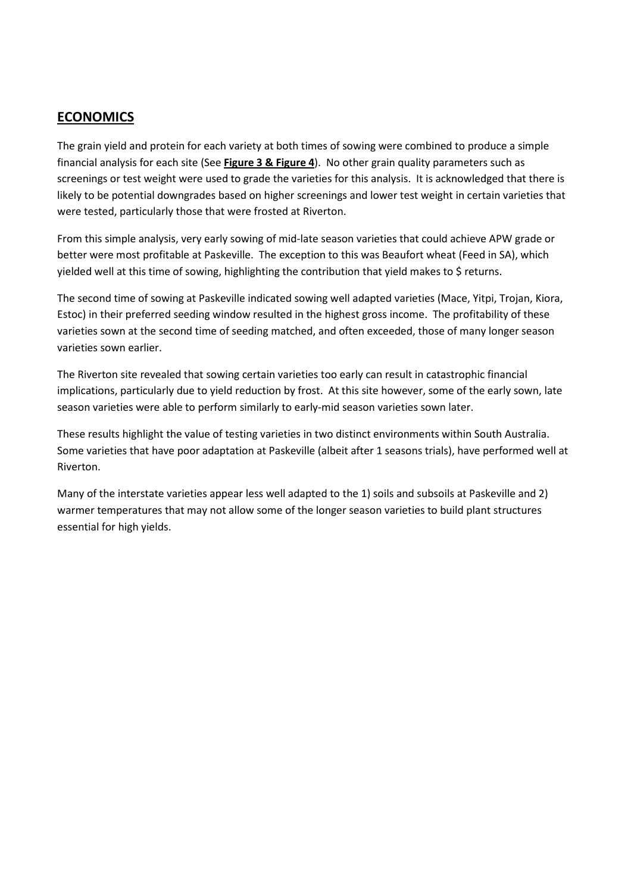## ECONOMICS

The grain yield and protein for each variety at both times of sowing were combined to produce a simple financial analysis for each site (See **Figure 3 & Figure 4**). No other grain quality parameters such as screenings or test weight were used to grade the varieties for this analysis. It is acknowledged that there is likely to be potential downgrades based on higher screenings and lower test weight in certain varieties that were tested, particularly those that were frosted at Riverton.

From this simple analysis, very early sowing of mid-late season varieties that could achieve APW grade or better were most profitable at Paskeville. The exception to this was Beaufort wheat (Feed in SA), which yielded well at this time of sowing, highlighting the contribution that yield makes to $ returns.

The second time of sowing at Paskeville indicated sowing well adapted varieties (Mace, Yitpi, Trojan, Kiora, Estoc) in their preferred seeding window resulted in the highest gross income. The profitability of these varieties sown at the second time of seeding matched, and often exceeded, those of many longer season varieties sown earlier.

The Riverton site revealed that sowing certain varieties too early can result in catastrophic financial implications, particularly due to yield reduction by frost. At this site however, some of the early sown, late season varieties were able to perform similarly to early-mid season varieties sown later.

These results highlight the value of testing varieties in two distinct environments within South Australia. Some varieties that have poor adaptation at Paskeville (albeit after 1 seasons trials), have performed well at Riverton.

Many of the interstate varieties appear less well adapted to the 1) soils and subsoils at Paskeville and 2) warmer temperatures that may not allow some of the longer season varieties to build plant structures essential for high yields.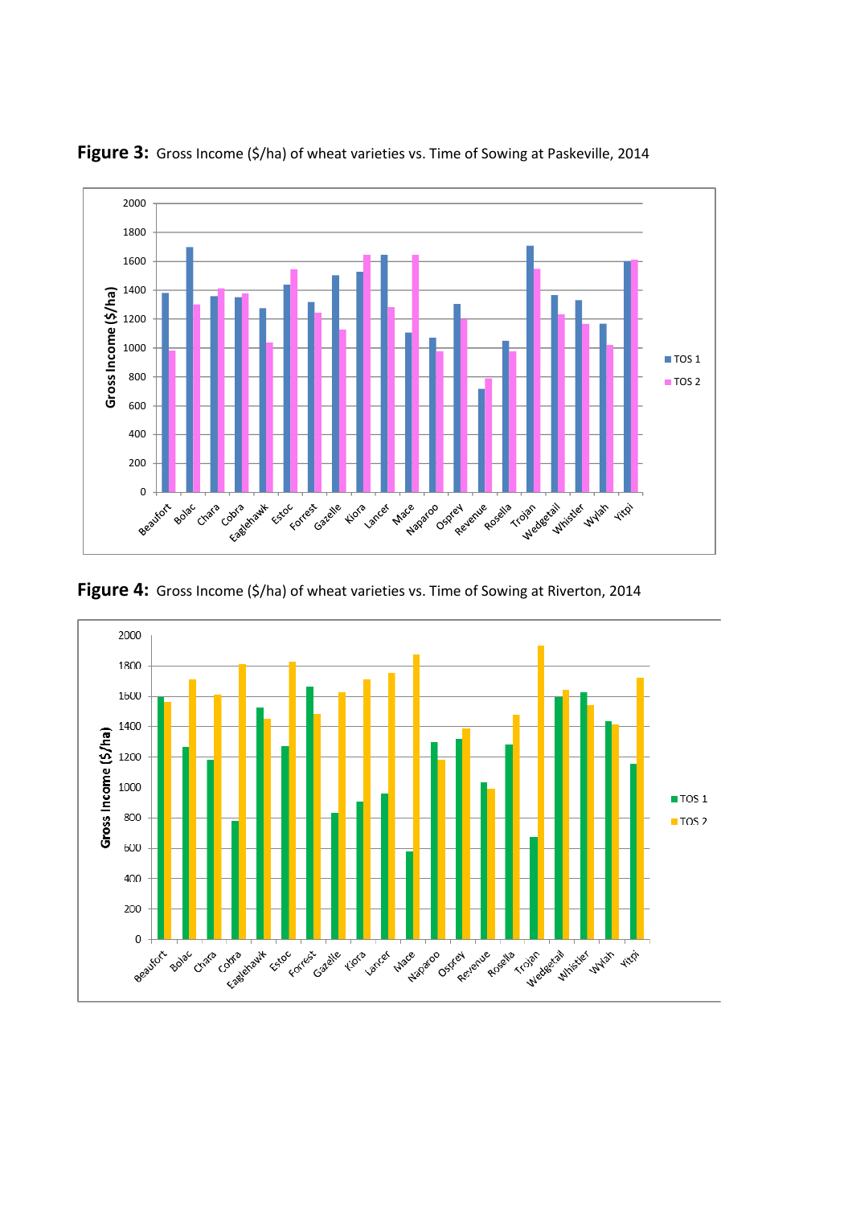**Figure 3:** Gross Income ($/ha) of wheat varieties vs. Time of Sowing at Paskeville, 2014

**Figure 4:** Gross Income ($/ha) of wheat varieties vs. Time of Sowing at Riverton, 2014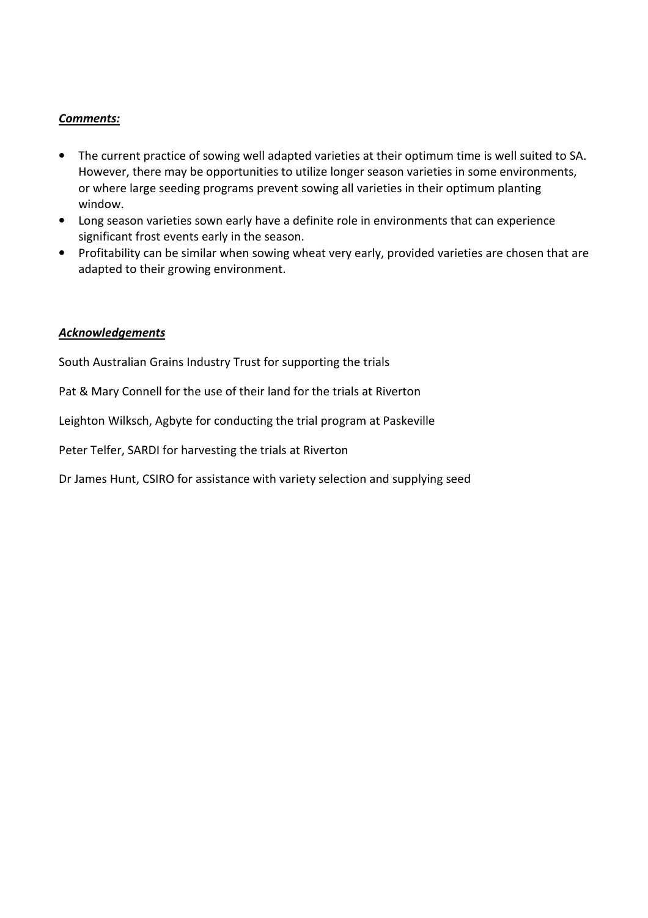***Comments:***

- The current practice of sowing well adapted varieties at their optimum time is well suited to SA. However, there may be opportunities to utilize longer season varieties in some environments, or where large seeding programs prevent sowing all varieties in their optimum planting window.
- Long season varieties sown early have a definite role in environments that can experience significant frost events early in the season.
- Profitability can be similar when sowing wheat very early, provided varieties are chosen that are adapted to their growing environment.

***Acknowledgements***

South Australian Grains Industry Trust for supporting the trials

Pat & Mary Connell for the use of their land for the trials at Riverton

Leighton Wilksch, Agbyte for conducting the trial program at Paskeville

Peter Telfer, SARDI for harvesting the trials at Riverton

Dr James Hunt, CSIRO for assistance with variety selection and supplying seed